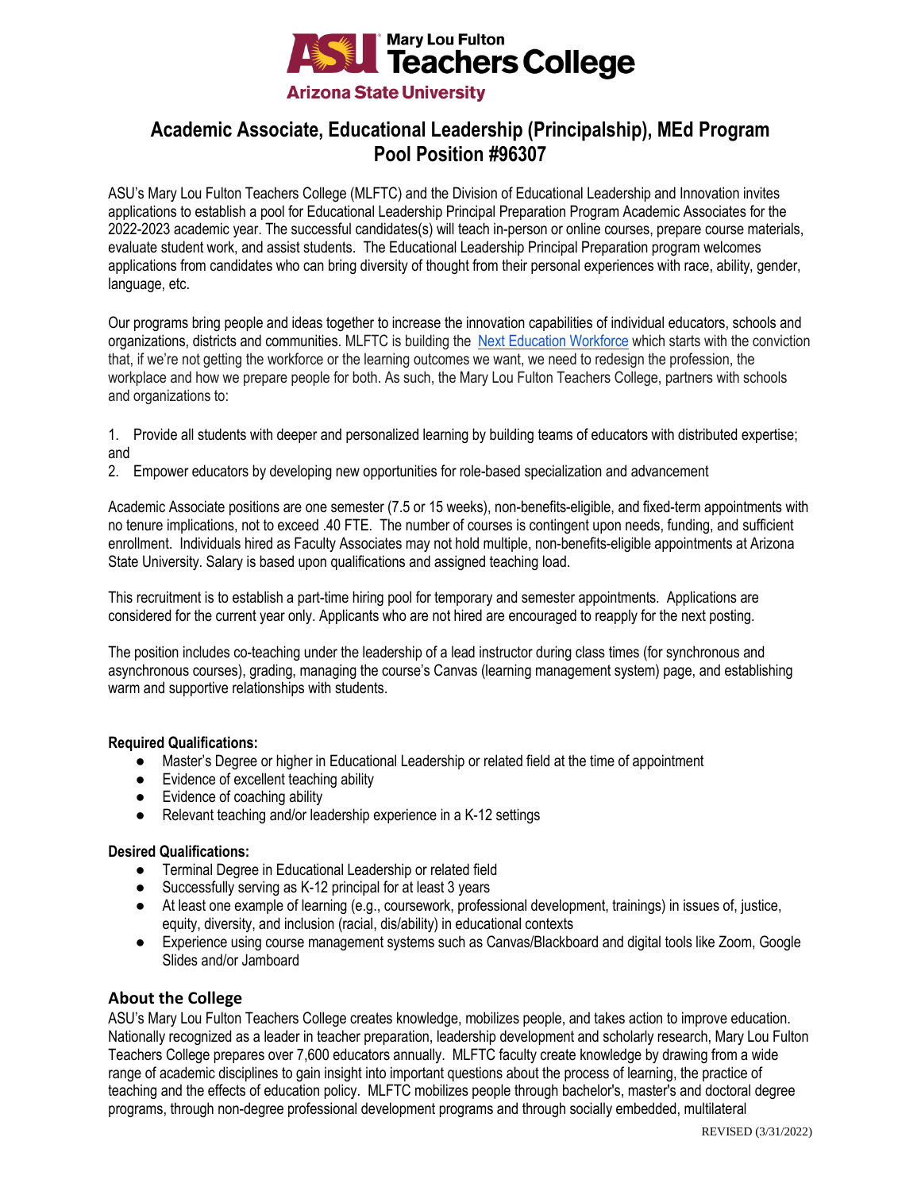Mary Lou Fulton Teachers College
Arizona State University

# Academic Associate, Educational Leadership (Principalship), MEd Program
# Pool Position #96307

ASU's Mary Lou Fulton Teachers College (MLFTC) and the Division of Educational Leadership and Innovation invites applications to establish a pool for Educational Leadership Principal Preparation Program Academic Associates for the 2022-2023 academic year. The successful candidates(s) will teach in-person or online courses, prepare course materials, evaluate student work, and assist students. The Educational Leadership Principal Preparation program welcomes applications from candidates who can bring diversity of thought from their personal experiences with race, ability, gender, language, etc.

Our programs bring people and ideas together to increase the innovation capabilities of individual educators, schools and organizations, districts and communities. MLFTC is building the Next Education Workforce which starts with the conviction that, if we're not getting the workforce or the learning outcomes we want, we need to redesign the profession, the workplace and how we prepare people for both. As such, the Mary Lou Fulton Teachers College, partners with schools and organizations to:

1. Provide all students with deeper and personalized learning by building teams of educators with distributed expertise; and
2. Empower educators by developing new opportunities for role-based specialization and advancement

Academic Associate positions are one semester (7.5 or 15 weeks), non-benefits-eligible, and fixed-term appointments with no tenure implications, not to exceed .40 FTE. The number of courses is contingent upon needs, funding, and sufficient enrollment. Individuals hired as Faculty Associates may not hold multiple, non-benefits-eligible appointments at Arizona State University. Salary is based upon qualifications and assigned teaching load.

This recruitment is to establish a part-time hiring pool for temporary and semester appointments. Applications are considered for the current year only. Applicants who are not hired are encouraged to reapply for the next posting.

The position includes co-teaching under the leadership of a lead instructor during class times (for synchronous and asynchronous courses), grading, managing the course's Canvas (learning management system) page, and establishing warm and supportive relationships with students.

**Required Qualifications:**

- Master's Degree or higher in Educational Leadership or related field at the time of appointment
- Evidence of excellent teaching ability
- Evidence of coaching ability
- Relevant teaching and/or leadership experience in a K-12 settings

**Desired Qualifications:**

- Terminal Degree in Educational Leadership or related field
- Successfully serving as K-12 principal for at least 3 years
- At least one example of learning (e.g., coursework, professional development, trainings) in issues of, justice, equity, diversity, and inclusion (racial, dis/ability) in educational contexts
- Experience using course management systems such as Canvas/Blackboard and digital tools like Zoom, Google Slides and/or Jamboard

## About the College

ASU's Mary Lou Fulton Teachers College creates knowledge, mobilizes people, and takes action to improve education. Nationally recognized as a leader in teacher preparation, leadership development and scholarly research, Mary Lou Fulton Teachers College prepares over 7,600 educators annually. MLFTC faculty create knowledge by drawing from a wide range of academic disciplines to gain insight into important questions about the process of learning, the practice of teaching and the effects of education policy. MLFTC mobilizes people through bachelor's, master's and doctoral degree programs, through non-degree professional development programs and through socially embedded, multilateral

REVISED (3/31/2022)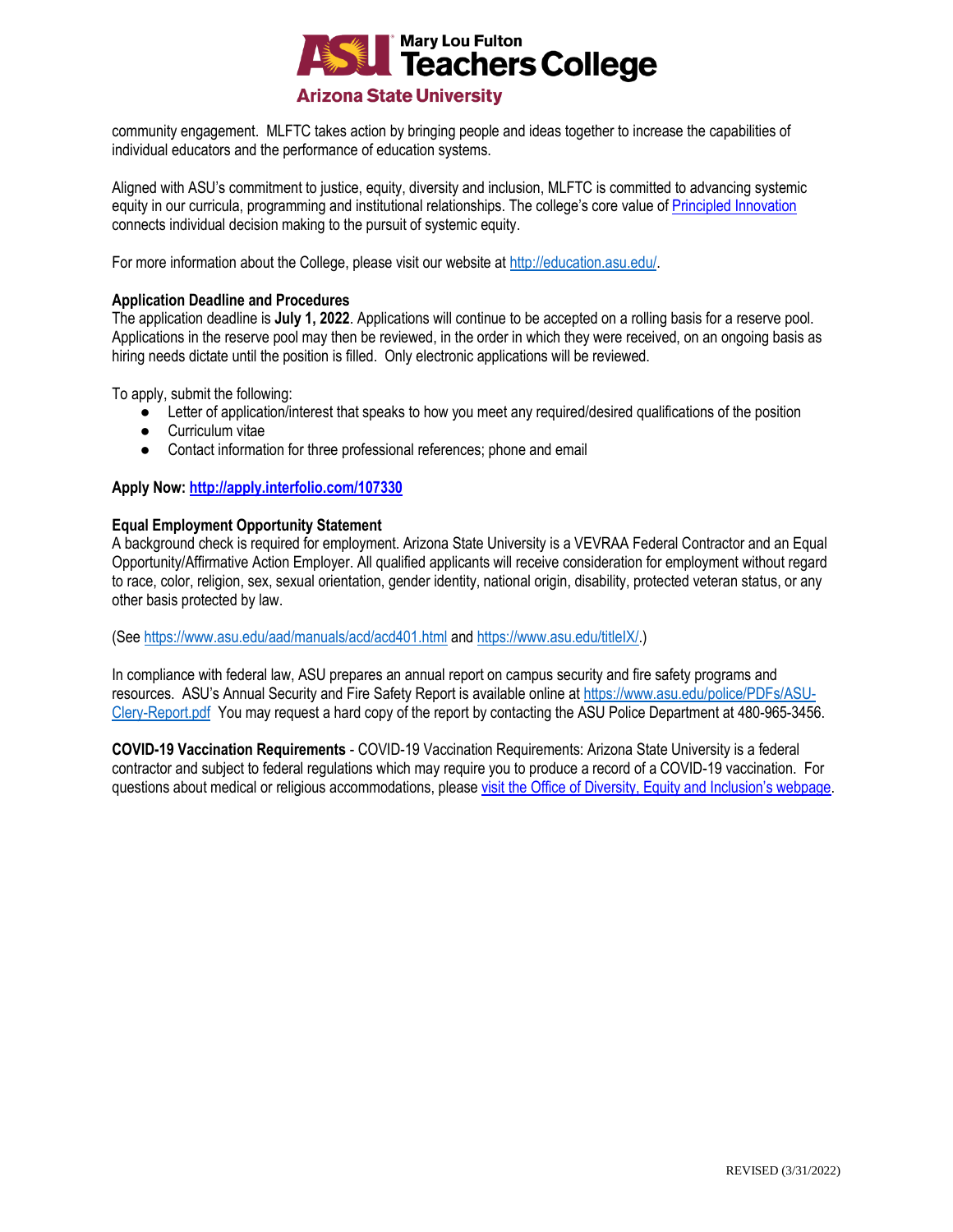community engagement. MLFTC takes action by bringing people and ideas together to increase the capabilities of individual educators and the performance of education systems.

Aligned with ASU's commitment to justice, equity, diversity and inclusion, MLFTC is committed to advancing systemic equity in our curricula, programming and institutional relationships. The college's core value of [Principled Innovation](Principled Innovation) connects individual decision making to the pursuit of systemic equity.

For more information about the College, please visit our website at [http://education.asu.edu/](http://education.asu.edu/).

**Application Deadline and Procedures**
The application deadline is **July 1, 2022**. Applications will continue to be accepted on a rolling basis for a reserve pool. Applications in the reserve pool may then be reviewed, in the order in which they were received, on an ongoing basis as hiring needs dictate until the position is filled. Only electronic applications will be reviewed.

To apply, submit the following:

- Letter of application/interest that speaks to how you meet any required/desired qualifications of the position
- Curriculum vitae
- Contact information for three professional references; phone and email

**Apply Now: [http://apply.interfolio.com/107330](http://apply.interfolio.com/107330)**

**Equal Employment Opportunity Statement**
A background check is required for employment. Arizona State University is a VEVRAA Federal Contractor and an Equal Opportunity/Affirmative Action Employer. All qualified applicants will receive consideration for employment without regard to race, color, religion, sex, sexual orientation, gender identity, national origin, disability, protected veteran status, or any other basis protected by law.

(See [https://www.asu.edu/aad/manuals/acd/acd401.html](https://www.asu.edu/aad/manuals/acd/acd401.html) and [https://www.asu.edu/titleIX/](https://www.asu.edu/titleIX/).)

In compliance with federal law, ASU prepares an annual report on campus security and fire safety programs and resources. ASU's Annual Security and Fire Safety Report is available online at [https://www.asu.edu/police/PDFs/ASU-Clery-Report.pdf](https://www.asu.edu/police/PDFs/ASU-Clery-Report.pdf) You may request a hard copy of the report by contacting the ASU Police Department at 480-965-3456.

**COVID-19 Vaccination Requirements** - COVID-19 Vaccination Requirements: Arizona State University is a federal contractor and subject to federal regulations which may require you to produce a record of a COVID-19 vaccination. For questions about medical or religious accommodations, please visit the Office of Diversity, Equity and Inclusion's webpage.

REVISED (3/31/2022)